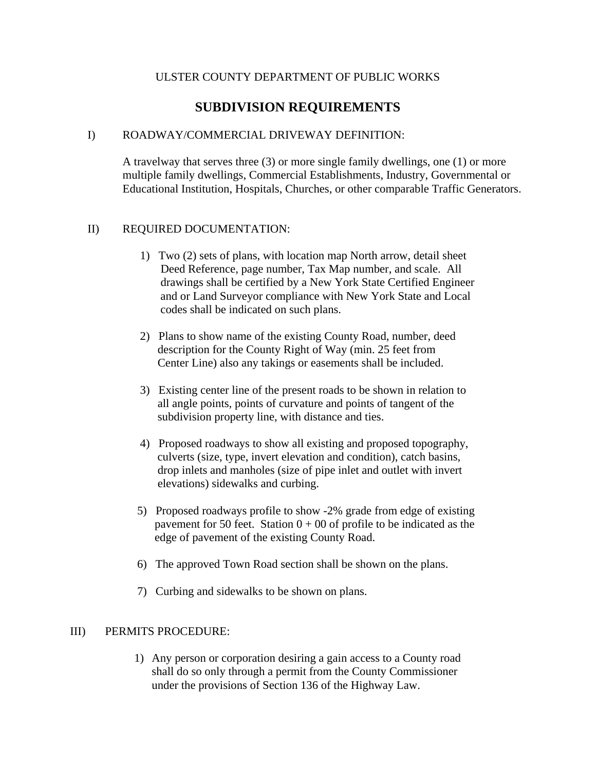ULSTER COUNTY DEPARTMENT OF PUBLIC WORKS

# SUBDIVISION REQUIREMENTS

## I) ROADWAY/COMMERCIAL DRIVEWAY DEFINITION:

A travelway that serves three (3) or more single family dwellings, one (1) or more multiple family dwellings, Commercial Establishments, Industry, Governmental or Educational Institution, Hospitals, Churches, or other comparable Traffic Generators.

## II) REQUIRED DOCUMENTATION:

1) Two (2) sets of plans, with location map North arrow, detail sheet Deed Reference, page number, Tax Map number, and scale. All drawings shall be certified by a New York State Certified Engineer and or Land Surveyor compliance with New York State and Local codes shall be indicated on such plans.

2) Plans to show name of the existing County Road, number, deed description for the County Right of Way (min. 25 feet from Center Line) also any takings or easements shall be included.

3) Existing center line of the present roads to be shown in relation to all angle points, points of curvature and points of tangent of the subdivision property line, with distance and ties.

4) Proposed roadways to show all existing and proposed topography, culverts (size, type, invert elevation and condition), catch basins, drop inlets and manholes (size of pipe inlet and outlet with invert elevations) sidewalks and curbing.

5) Proposed roadways profile to show -2% grade from edge of existing pavement for 50 feet. Station 0 + 00 of profile to be indicated as the edge of pavement of the existing County Road.

6) The approved Town Road section shall be shown on the plans.

7) Curbing and sidewalks to be shown on plans.

## III) PERMITS PROCEDURE:

1) Any person or corporation desiring a gain access to a County road shall do so only through a permit from the County Commissioner under the provisions of Section 136 of the Highway Law.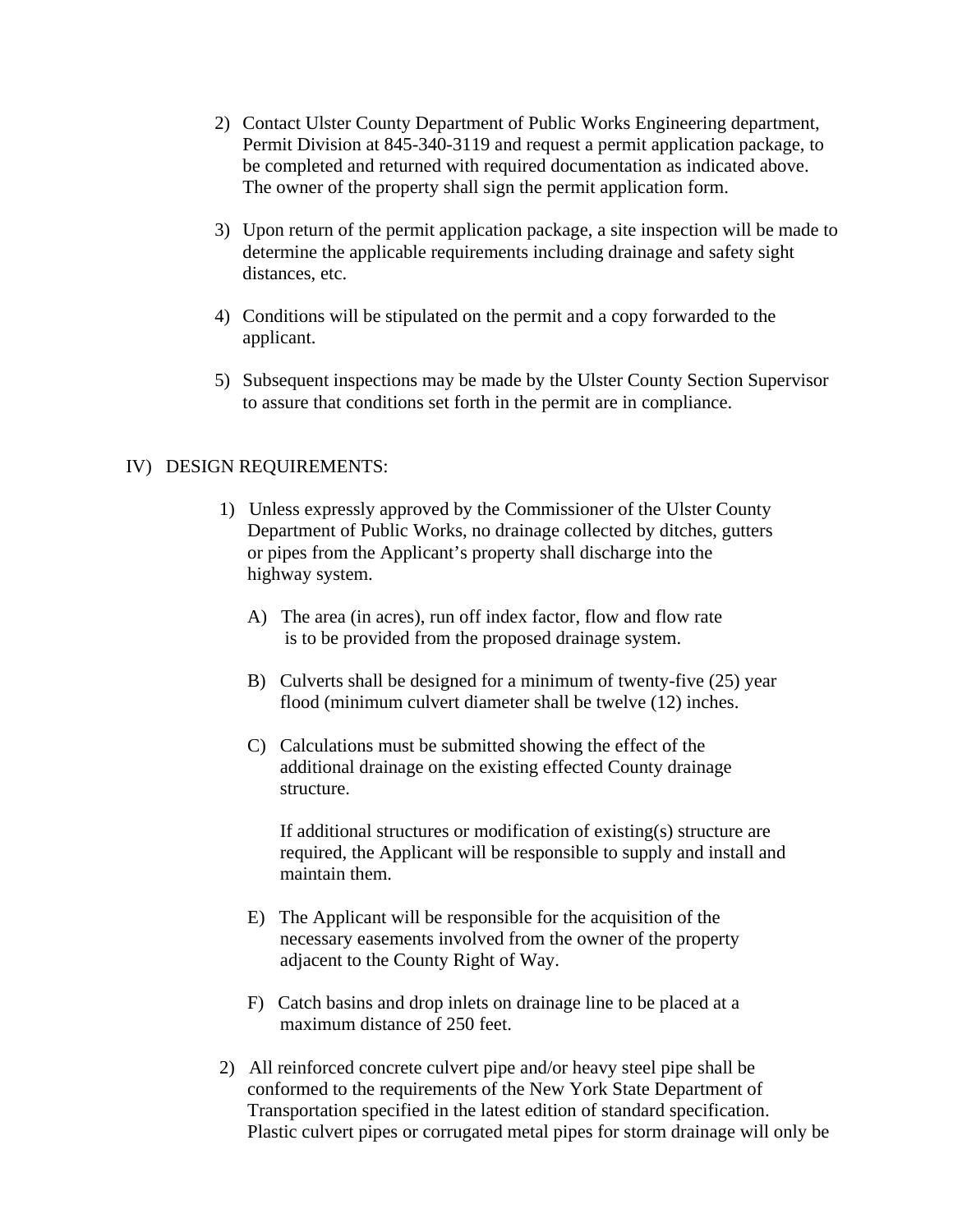2) Contact Ulster County Department of Public Works Engineering department, Permit Division at 845-340-3119 and request a permit application package, to be completed and returned with required documentation as indicated above. The owner of the property shall sign the permit application form.

3) Upon return of the permit application package, a site inspection will be made to determine the applicable requirements including drainage and safety sight distances, etc.

4) Conditions will be stipulated on the permit and a copy forwarded to the applicant.

5) Subsequent inspections may be made by the Ulster County Section Supervisor to assure that conditions set forth in the permit are in compliance.

## IV) DESIGN REQUIREMENTS:

1) Unless expressly approved by the Commissioner of the Ulster County Department of Public Works, no drainage collected by ditches, gutters or pipes from the Applicant's property shall discharge into the highway system.

   A) The area (in acres), run off index factor, flow and flow rate is to be provided from the proposed drainage system.

   B) Culverts shall be designed for a minimum of twenty-five (25) year flood (minimum culvert diameter shall be twelve (12) inches.

   C) Calculations must be submitted showing the effect of the additional drainage on the existing effected County drainage structure.

      If additional structures or modification of existing(s) structure are required, the Applicant will be responsible to supply and install and maintain them.

   E) The Applicant will be responsible for the acquisition of the necessary easements involved from the owner of the property adjacent to the County Right of Way.

   F) Catch basins and drop inlets on drainage line to be placed at a maximum distance of 250 feet.

2) All reinforced concrete culvert pipe and/or heavy steel pipe shall be conformed to the requirements of the New York State Department of Transportation specified in the latest edition of standard specification. Plastic culvert pipes or corrugated metal pipes for storm drainage will only be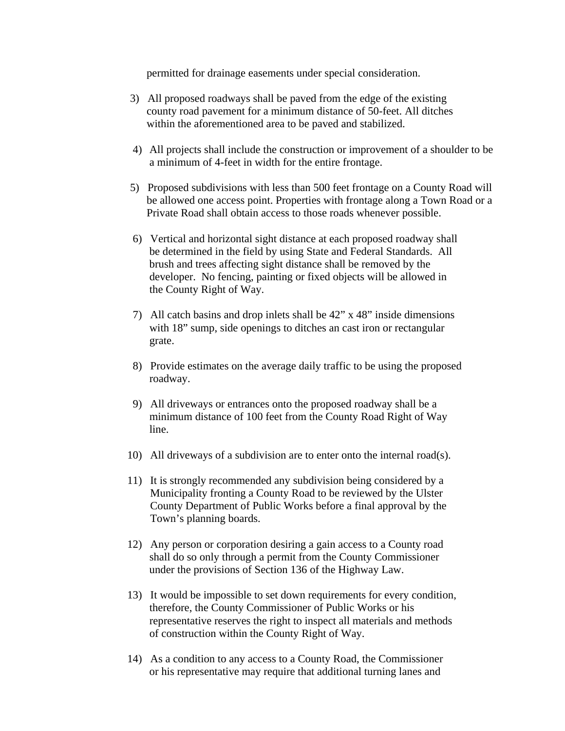permitted for drainage easements under special consideration.

3) All proposed roadways shall be paved from the edge of the existing county road pavement for a minimum distance of 50-feet. All ditches within the aforementioned area to be paved and stabilized.

4) All projects shall include the construction or improvement of a shoulder to be a minimum of 4-feet in width for the entire frontage.

5) Proposed subdivisions with less than 500 feet frontage on a County Road will be allowed one access point. Properties with frontage along a Town Road or a Private Road shall obtain access to those roads whenever possible.

6) Vertical and horizontal sight distance at each proposed roadway shall be determined in the field by using State and Federal Standards. All brush and trees affecting sight distance shall be removed by the developer. No fencing, painting or fixed objects will be allowed in the County Right of Way.

7) All catch basins and drop inlets shall be 42" x 48" inside dimensions with 18" sump, side openings to ditches an cast iron or rectangular grate.

8) Provide estimates on the average daily traffic to be using the proposed roadway.

9) All driveways or entrances onto the proposed roadway shall be a minimum distance of 100 feet from the County Road Right of Way line.

10) All driveways of a subdivision are to enter onto the internal road(s).

11) It is strongly recommended any subdivision being considered by a Municipality fronting a County Road to be reviewed by the Ulster County Department of Public Works before a final approval by the Town's planning boards.

12) Any person or corporation desiring a gain access to a County road shall do so only through a permit from the County Commissioner under the provisions of Section 136 of the Highway Law.

13) It would be impossible to set down requirements for every condition, therefore, the County Commissioner of Public Works or his representative reserves the right to inspect all materials and methods of construction within the County Right of Way.

14) As a condition to any access to a County Road, the Commissioner or his representative may require that additional turning lanes and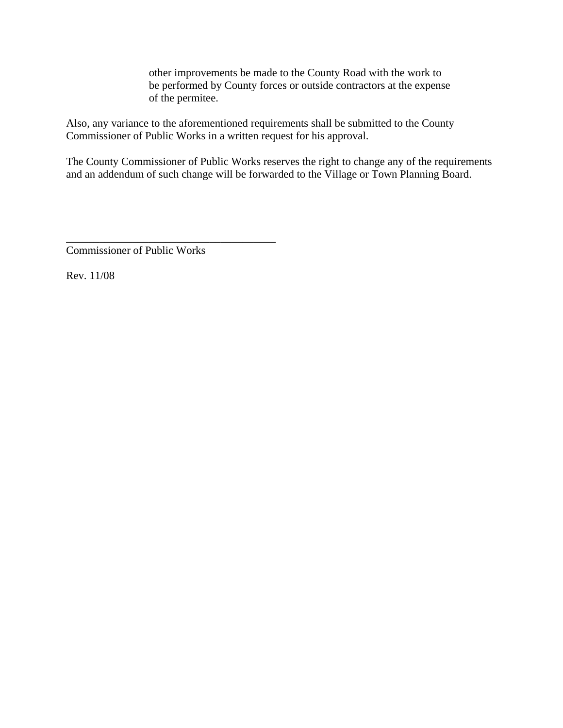other improvements be made to the County Road with the work to be performed by County forces or outside contractors at the expense of the permitee.

Also, any variance to the aforementioned requirements shall be submitted to the County Commissioner of Public Works in a written request for his approval.

The County Commissioner of Public Works reserves the right to change any of the requirements and an addendum of such change will be forwarded to the Village or Town Planning Board.

\_\_\_\_\_\_\_\_\_\_\_\_\_\_\_\_\_\_\_\_\_\_\_\_\_\_\_\_\_\_\_\_\_\_\_\_\_\_\_\_

Commissioner of Public Works

Rev. 11/08